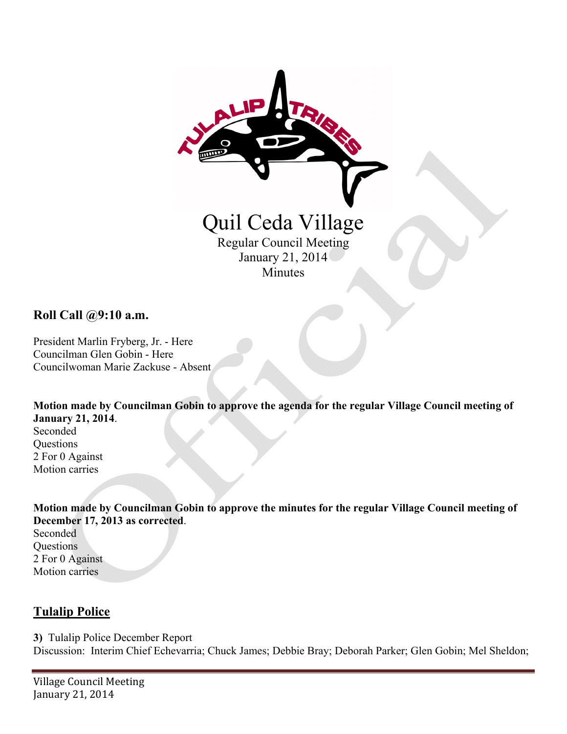# Quil Ceda Village

Regular Council Meeting
January 21, 2014
Minutes

## Roll Call @9:10 a.m.

President Marlin Fryberg, Jr. - Here
Councilman Glen Gobin - Here
Councilwoman Marie Zackuse - Absent

**Motion made by Councilman Gobin to approve the agenda for the regular Village Council meeting of January 21, 2014**.
Seconded
Questions
2 For 0 Against
Motion carries

**Motion made by Councilman Gobin to approve the minutes for the regular Village Council meeting of December 17, 2013 as corrected**.
Seconded
Questions
2 For 0 Against
Motion carries

## Tulalip Police

**3)** Tulalip Police December Report
Discussion: Interim Chief Echevarria; Chuck James; Debbie Bray; Deborah Parker; Glen Gobin; Mel Sheldon;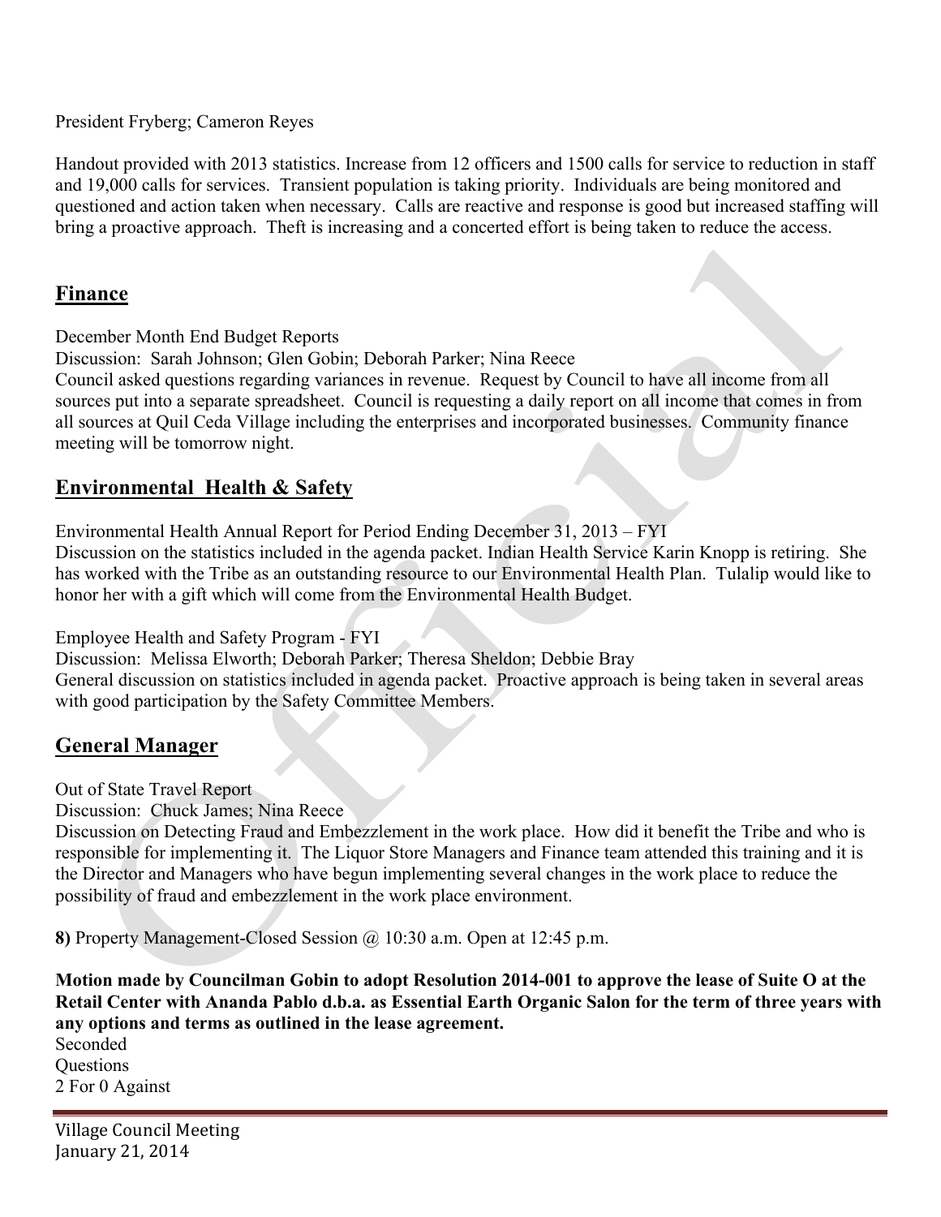President Fryberg; Cameron Reyes

Handout provided with 2013 statistics. Increase from 12 officers and 1500 calls for service to reduction in staff and 19,000 calls for services. Transient population is taking priority. Individuals are being monitored and questioned and action taken when necessary. Calls are reactive and response is good but increased staffing will bring a proactive approach. Theft is increasing and a concerted effort is being taken to reduce the access.

## Finance

December Month End Budget Reports
Discussion: Sarah Johnson; Glen Gobin; Deborah Parker; Nina Reece
Council asked questions regarding variances in revenue. Request by Council to have all income from all sources put into a separate spreadsheet. Council is requesting a daily report on all income that comes in from all sources at Quil Ceda Village including the enterprises and incorporated businesses. Community finance meeting will be tomorrow night.

## Environmental Health & Safety

Environmental Health Annual Report for Period Ending December 31, 2013 – FYI
Discussion on the statistics included in the agenda packet. Indian Health Service Karin Knopp is retiring. She has worked with the Tribe as an outstanding resource to our Environmental Health Plan. Tulalip would like to honor her with a gift which will come from the Environmental Health Budget.

Employee Health and Safety Program - FYI
Discussion: Melissa Elworth; Deborah Parker; Theresa Sheldon; Debbie Bray
General discussion on statistics included in agenda packet. Proactive approach is being taken in several areas with good participation by the Safety Committee Members.

## General Manager

Out of State Travel Report
Discussion: Chuck James; Nina Reece
Discussion on Detecting Fraud and Embezzlement in the work place. How did it benefit the Tribe and who is responsible for implementing it. The Liquor Store Managers and Finance team attended this training and it is the Director and Managers who have begun implementing several changes in the work place to reduce the possibility of fraud and embezzlement in the work place environment.

**8)** Property Management-Closed Session @ 10:30 a.m. Open at 12:45 p.m.

**Motion made by Councilman Gobin to adopt Resolution 2014-001 to approve the lease of Suite O at the Retail Center with Ananda Pablo d.b.a. as Essential Earth Organic Salon for the term of three years with any options and terms as outlined in the lease agreement.**
Seconded
Questions
2 For 0 Against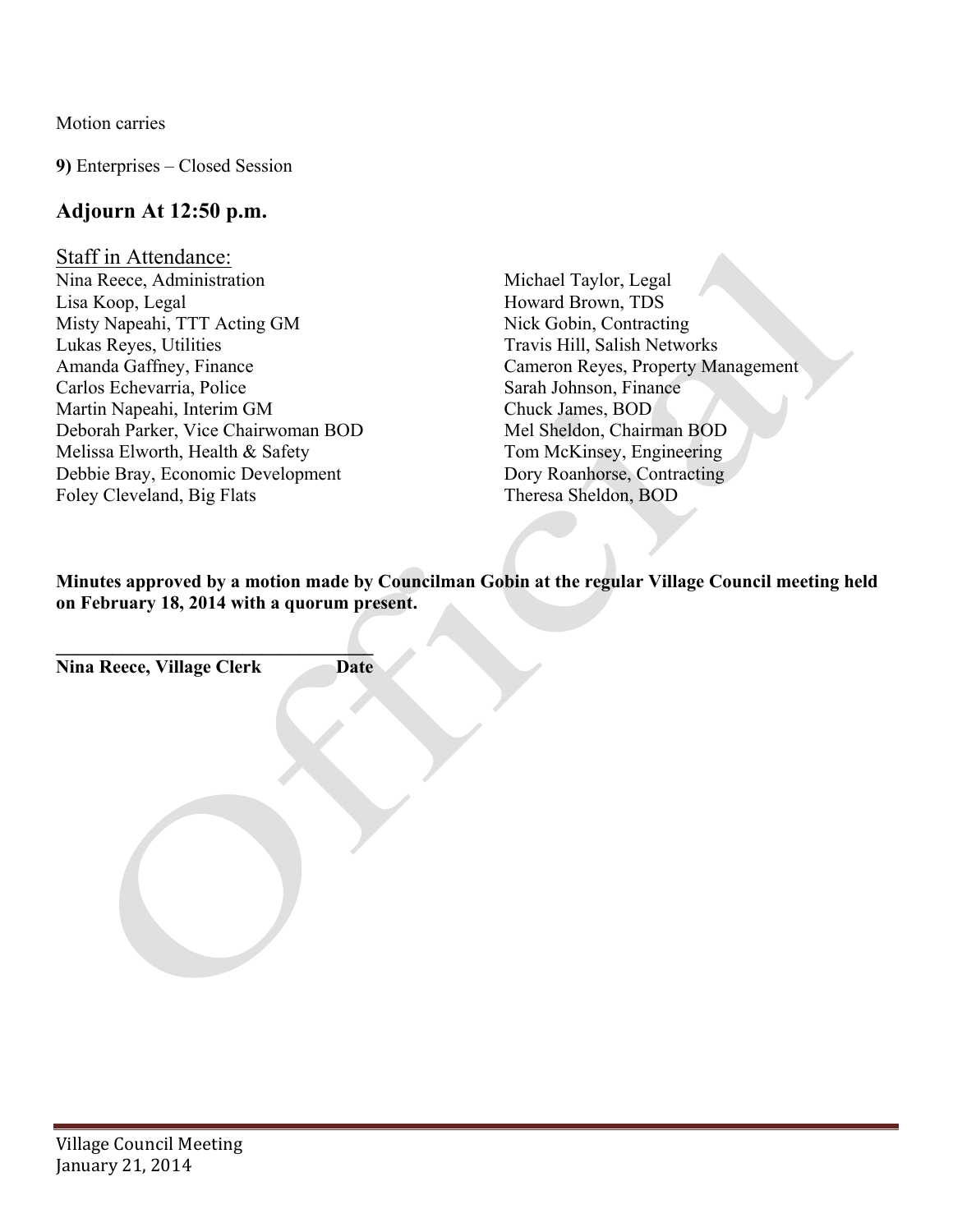Motion carries

**9)** Enterprises – Closed Session

## Adjourn At 12:50 p.m.

Staff in Attendance:

Nina Reece, Administration
Lisa Koop, Legal
Misty Napeahi, TTT Acting GM
Lukas Reyes, Utilities
Amanda Gaffney, Finance
Carlos Echevarria, Police
Martin Napeahi, Interim GM
Deborah Parker, Vice Chairwoman BOD
Melissa Elworth, Health & Safety
Debbie Bray, Economic Development
Foley Cleveland, Big Flats
Michael Taylor, Legal
Howard Brown, TDS
Nick Gobin, Contracting
Travis Hill, Salish Networks
Cameron Reyes, Property Management
Sarah Johnson, Finance
Chuck James, BOD
Mel Sheldon, Chairman BOD
Tom McKinsey, Engineering
Dory Roanhorse, Contracting
Theresa Sheldon, BOD

**Minutes approved by a motion made by Councilman Gobin at the regular Village Council meeting held on February 18, 2014 with a quorum present.**

___________________________________

**Nina Reece, Village Clerk Date**